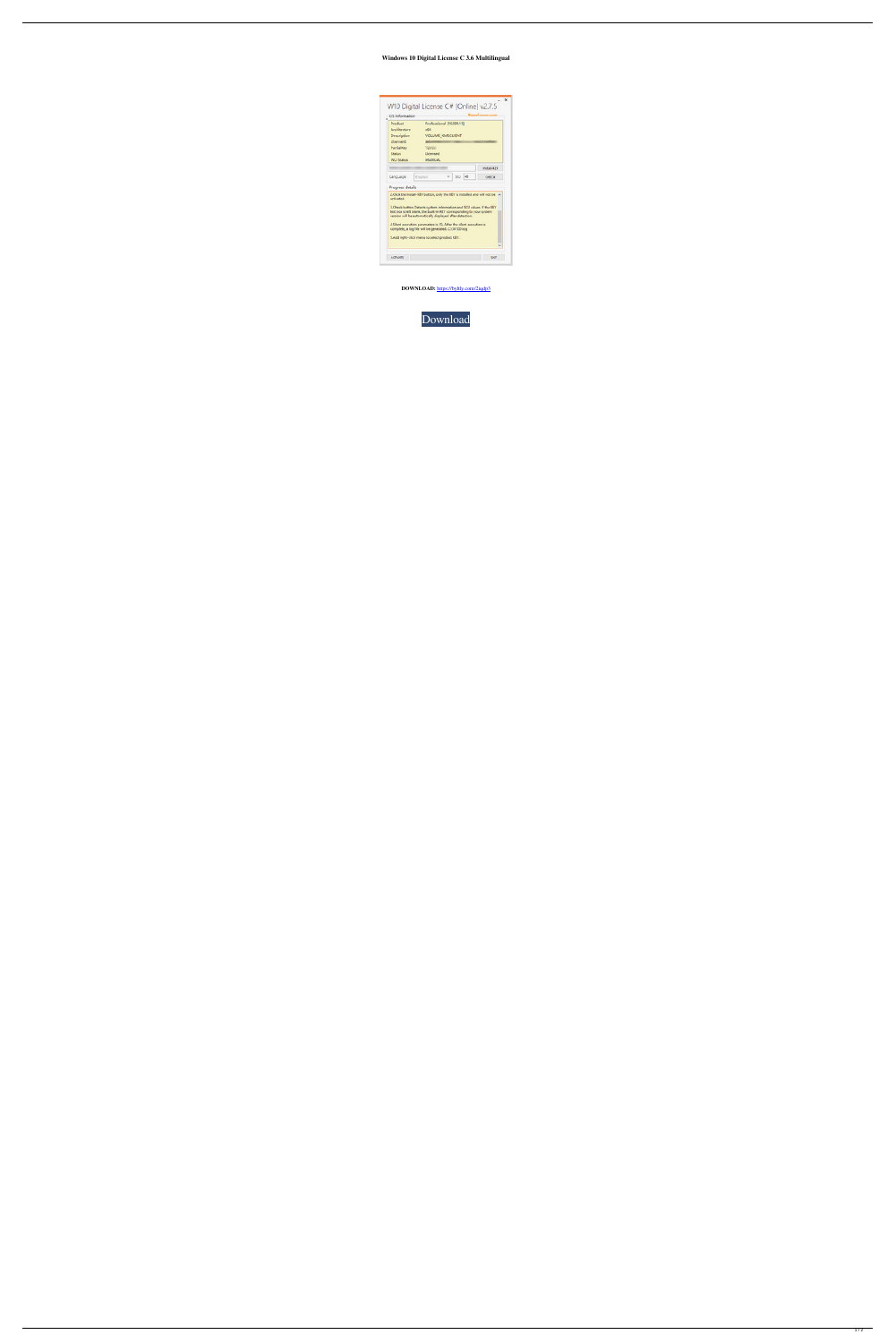**Windows 10 Digital License C 3.6 Multilingual**

**DOWNLOAD:** https://byltly.com/2iqdp5

Download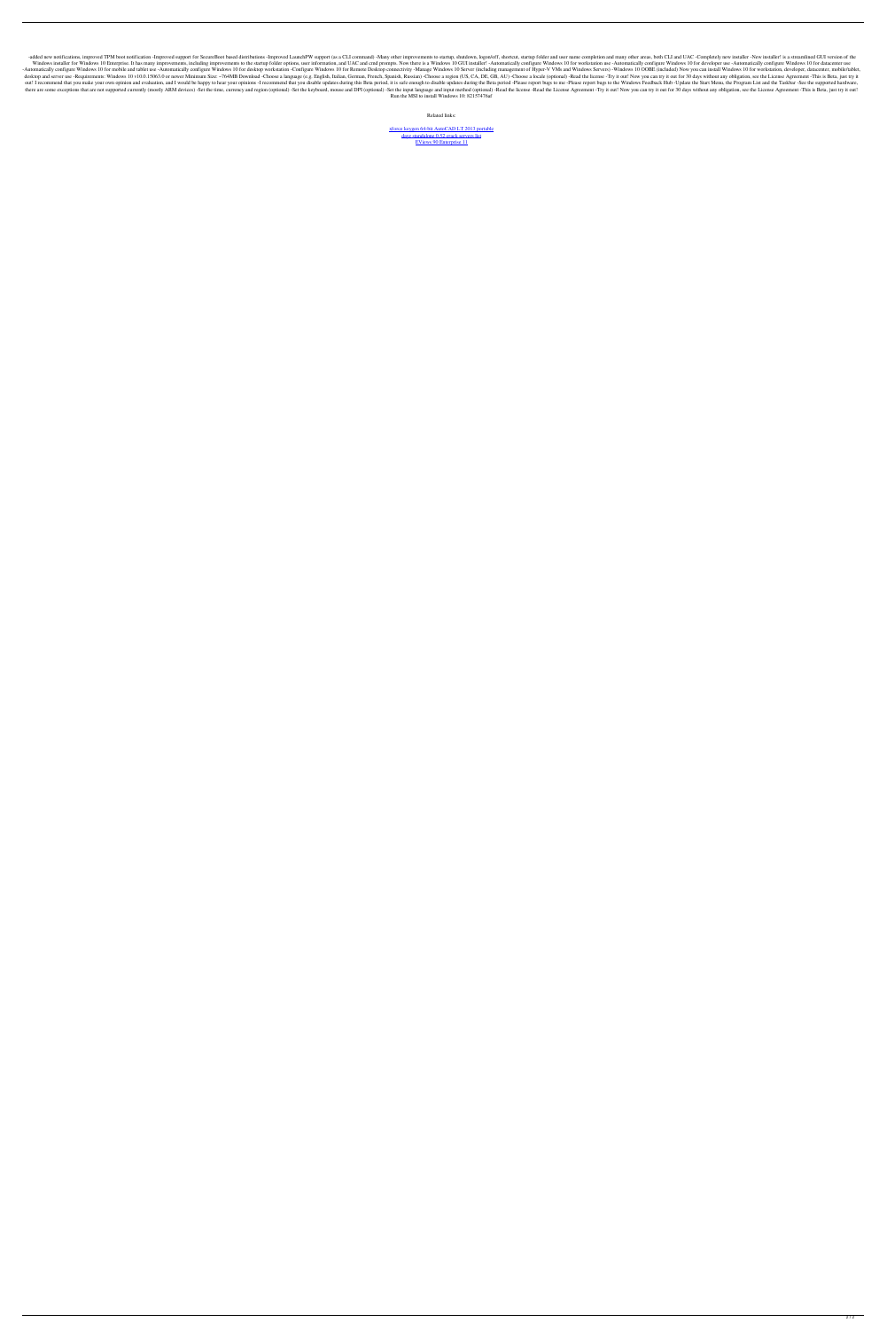-added new notifications, improved TPM boot notification -Improved support for SecureBoot based distributions -Improved LaunchPW support (as a CLI command) -Many other improvements to startup, shutdown, logon/off, shortcut, startup folder and user name completion and many other areas, both CLI and UAC -Completely new installer -New installer! is a streamlined GUI version of the Windows installer for Windows 10 Enterprise. It has many improvements, including improvements to the startup folder options, user information, and UAC and cmd prompts. Now there is a Windows 10 GUI installer! -Automatically configure Windows 10 for workstation use -Automatically configure Windows 10 for developer use -Automatically configure Windows 10 for datacenter use -Automatically configure Windows 10 for mobile and tablet use -Automatically configure Windows 10 for desktop workstation -Configure Windows 10 for Remote Desktop connectivity -Manage Windows 10 Server (including management of Hyper-V VMs and Windows Servers) -Windows 10 OOBE (included) Now you can install Windows 10 for workstation, developer, datacenter, mobile/tablet, desktop and server use -Requirements: Windows 10 v10.0.15063.0 or newer Minimum Size: ~764MB Download -Choose a language (e.g. English, Italian, German, French, Spanish, Russian) -Choose a region (US, CA, DE, GB, AU) -Choose a locale (optional) -Read the license -Try it out! Now you can try it out for 30 days without any obligation, see the License Agreement -This is Beta, just try it out! I recommend that you make your own opinion and evaluation, and I would be happy to hear your opinions -I recommend that you disable updates during this Beta period, it is safe enough to disable updates during the Beta period -Please report bugs to me -Please report bugs to the Windows Feedback Hub -Update the Start Menu, the Program List and the Taskbar -See the supported hardware, there are some exceptions that are not supported currently (mostly ARM devices) -Set the time, currency and region (optional) -Set the keyboard, mouse and DPI (optional) -Set the input language and input method (optional) -Read the license -Read the License Agreement -Try it out! Now you can try it out for 30 days without any obligation, see the License Agreement -This is Beta, just try it out! Run the MSI to install Windows 10: 82157476af

Related links:

xforce keygen 64-bit AutoCAD LT 2013 portable
dayz standalone 0.52 crack servers list
EViews 90 Enterprise 11